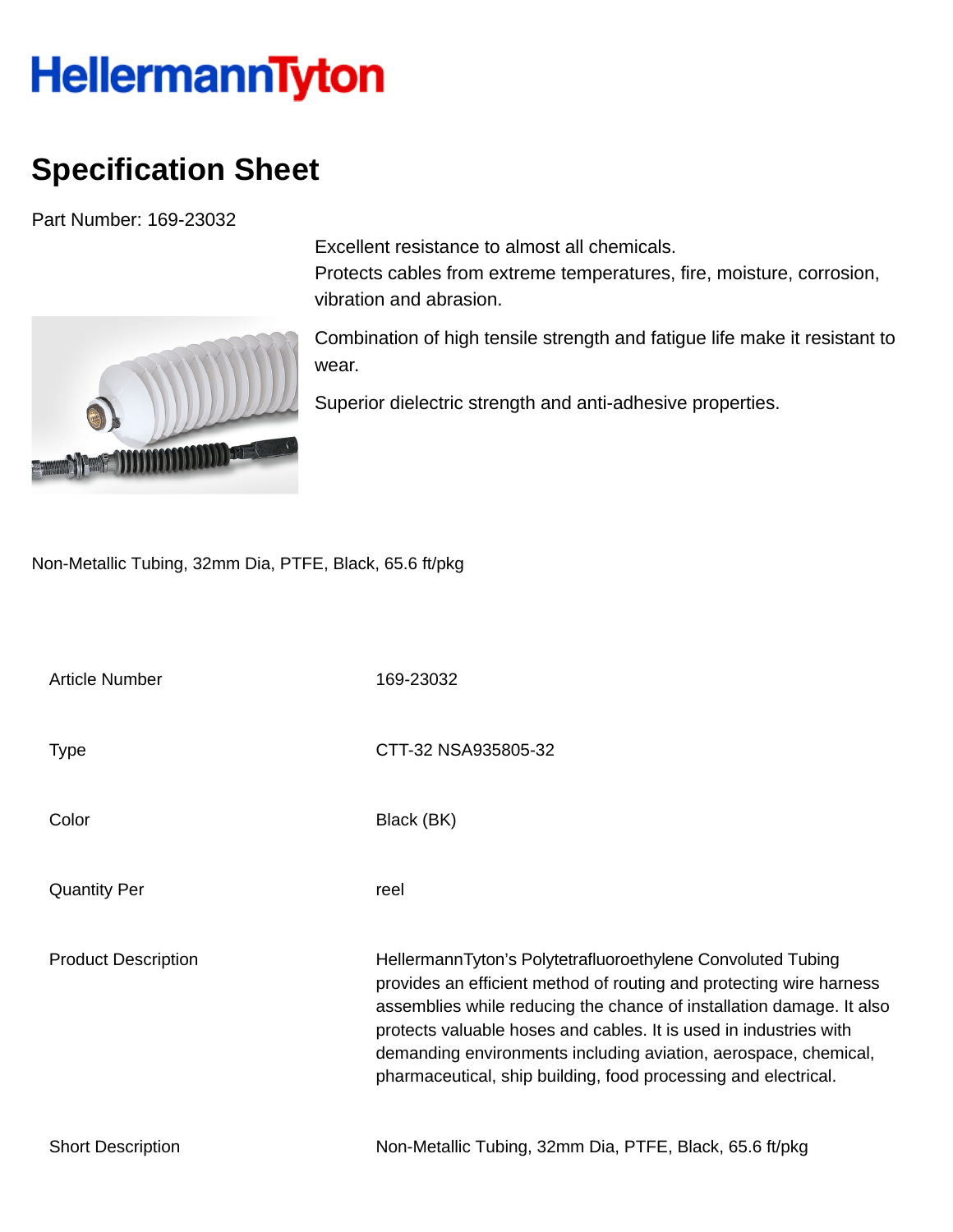# HellermannTyton

## Specification Sheet

Part Number: 169-23032

Excellent resistance to almost all chemicals.
Protects cables from extreme temperatures, fire, moisture, corrosion, vibration and abrasion.

Combination of high tensile strength and fatigue life make it resistant to wear.

Superior dielectric strength and anti-adhesive properties.

Non-Metallic Tubing, 32mm Dia, PTFE, Black, 65.6 ft/pkg

| | |
|---|---|
| Article Number | 169-23032 |
| Type | CTT-32 NSA935805-32 |
| Color | Black (BK) |
| Quantity Per | reel |
| Product Description | HellermannTyton’s Polytetrafluoroethylene Convoluted Tubing provides an efficient method of routing and protecting wire harness assemblies while reducing the chance of installation damage. It also protects valuable hoses and cables. It is used in industries with demanding environments including aviation, aerospace, chemical, pharmaceutical, ship building, food processing and electrical. |
| Short Description | Non-Metallic Tubing, 32mm Dia, PTFE, Black, 65.6 ft/pkg |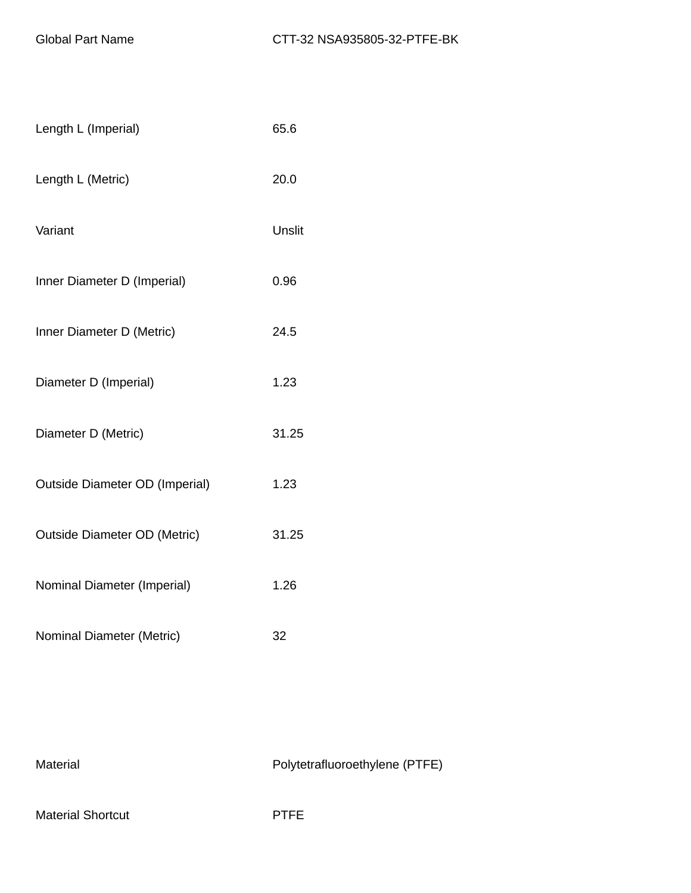| | |
|---|---|
| Global Part Name | CTT-32 NSA935805-32-PTFE-BK |
| Length L (Imperial) | 65.6 |
| Length L (Metric) | 20.0 |
| Variant | Unslit |
| Inner Diameter D (Imperial) | 0.96 |
| Inner Diameter D (Metric) | 24.5 |
| Diameter D (Imperial) | 1.23 |
| Diameter D (Metric) | 31.25 |
| Outside Diameter OD (Imperial) | 1.23 |
| Outside Diameter OD (Metric) | 31.25 |
| Nominal Diameter (Imperial) | 1.26 |
| Nominal Diameter (Metric) | 32 |
| Material | Polytetrafluoroethylene (PTFE) |
| Material Shortcut | PTFE |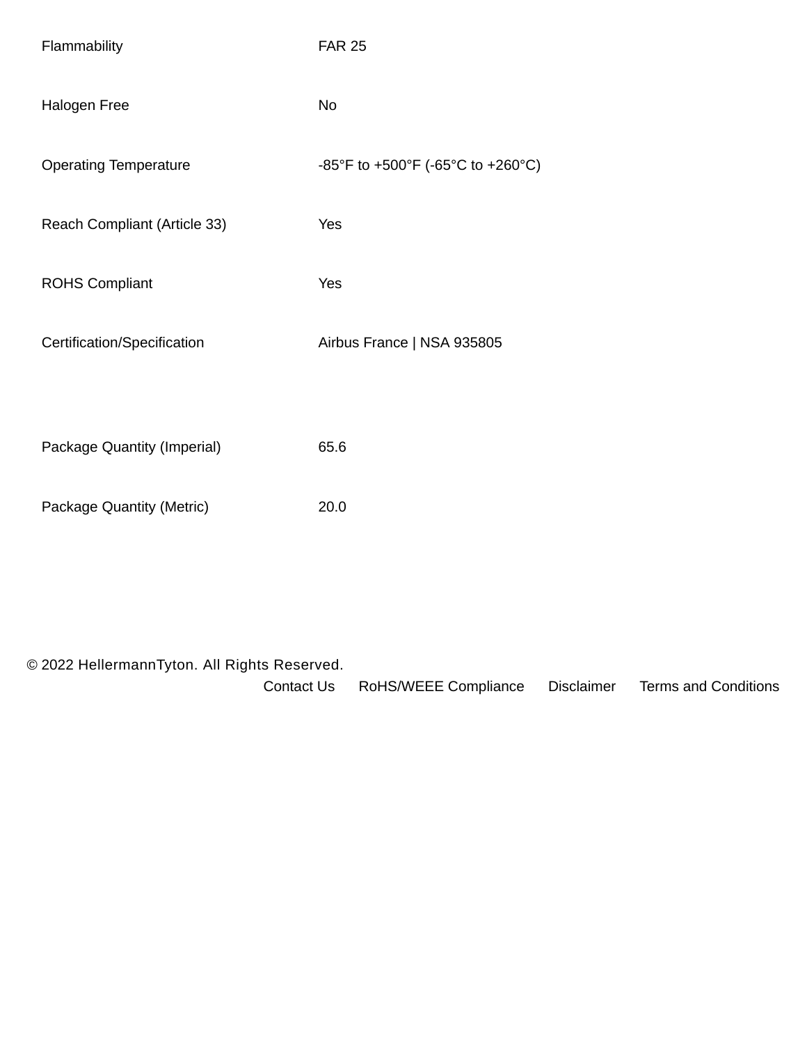| | |
|---|---|
| Flammability | FAR 25 |
| Halogen Free | No |
| Operating Temperature | -85°F to +500°F (-65°C to +260°C) |
| Reach Compliant (Article 33) | Yes |
| ROHS Compliant | Yes |
| Certification/Specification | Airbus France \| NSA 935805 |

| | |
|---|---|
| Package Quantity (Imperial) | 65.6 |
| Package Quantity (Metric) | 20.0 |

© 2022 HellermannTyton. All Rights Reserved.

Contact Us RoHS/WEEE Compliance Disclaimer Terms and Conditions